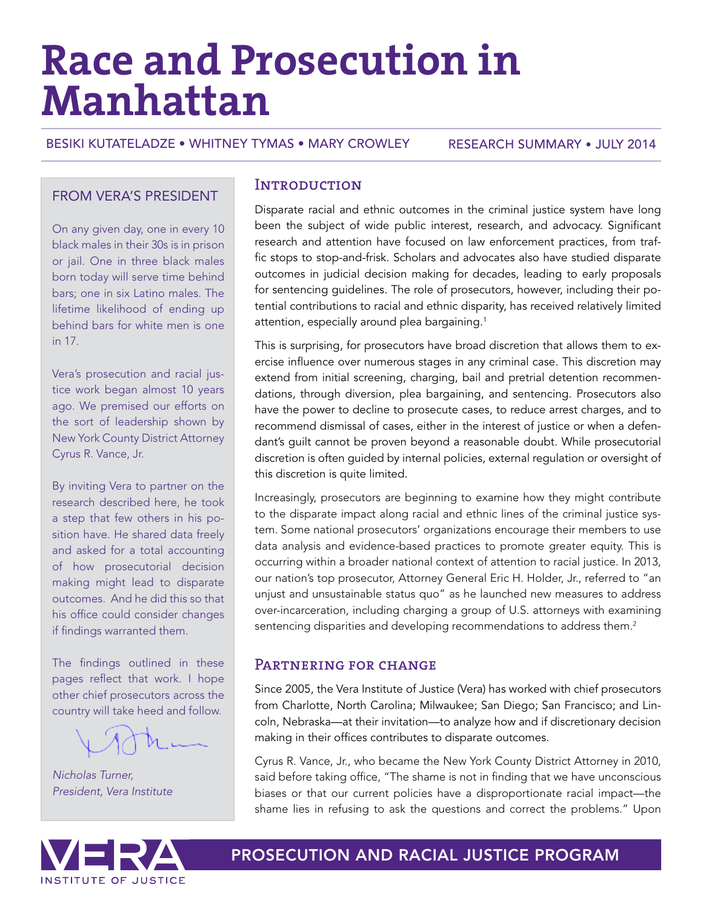# Race and Prosecution in Manhattan

BESIKI KUTATELADZE • WHITNEY TYMAS • MARY CROWLEY

RESEARCH SUMMARY • JULY 2014

## Introduction

Disparate racial and ethnic outcomes in the criminal justice system have long been the subject of wide public interest, research, and advocacy. Significant research and attention have focused on law enforcement practices, from traffic stops to stop-and-frisk. Scholars and advocates also have studied disparate outcomes in judicial decision making for decades, leading to early proposals for sentencing guidelines. The role of prosecutors, however, including their potential contributions to racial and ethnic disparity, has received relatively limited attention, especially around plea bargaining.[1]

This is surprising, for prosecutors have broad discretion that allows them to exercise influence over numerous stages in any criminal case. This discretion may extend from initial screening, charging, bail and pretrial detention recommendations, through diversion, plea bargaining, and sentencing. Prosecutors also have the power to decline to prosecute cases, to reduce arrest charges, and to recommend dismissal of cases, either in the interest of justice or when a defendant's guilt cannot be proven beyond a reasonable doubt. While prosecutorial discretion is often guided by internal policies, external regulation or oversight of this discretion is quite limited.

Increasingly, prosecutors are beginning to examine how they might contribute to the disparate impact along racial and ethnic lines of the criminal justice system. Some national prosecutors' organizations encourage their members to use data analysis and evidence-based practices to promote greater equity. This is occurring within a broader national context of attention to racial justice. In 2013, our nation's top prosecutor, Attorney General Eric H. Holder, Jr., referred to "an unjust and unsustainable status quo" as he launched new measures to address over-incarceration, including charging a group of U.S. attorneys with examining sentencing disparities and developing recommendations to address them.[2]

## Partnering for change

Since 2005, the Vera Institute of Justice (Vera) has worked with chief prosecutors from Charlotte, North Carolina; Milwaukee; San Diego; San Francisco; and Lincoln, Nebraska—at their invitation—to analyze how and if discretionary decision making in their offices contributes to disparate outcomes.

Cyrus R. Vance, Jr., who became the New York County District Attorney in 2010, said before taking office, "The shame is not in finding that we have unconscious biases or that our current policies have a disproportionate racial impact—the shame lies in refusing to ask the questions and correct the problems." Upon

### FROM VERA'S PRESIDENT

On any given day, one in every 10 black males in their 30s is in prison or jail. One in three black males born today will serve time behind bars; one in six Latino males. The lifetime likelihood of ending up behind bars for white men is one in 17.

Vera's prosecution and racial justice work began almost 10 years ago. We premised our efforts on the sort of leadership shown by New York County District Attorney Cyrus R. Vance, Jr.

By inviting Vera to partner on the research described here, he took a step that few others in his position have. He shared data freely and asked for a total accounting of how prosecutorial decision making might lead to disparate outcomes. And he did this so that his office could consider changes if findings warranted them.

The findings outlined in these pages reflect that work. I hope other chief prosecutors across the country will take heed and follow.

*Nicholas Turner,*
*President, Vera Institute*

VERA INSTITUTE OF JUSTICE — PROSECUTION AND RACIAL JUSTICE PROGRAM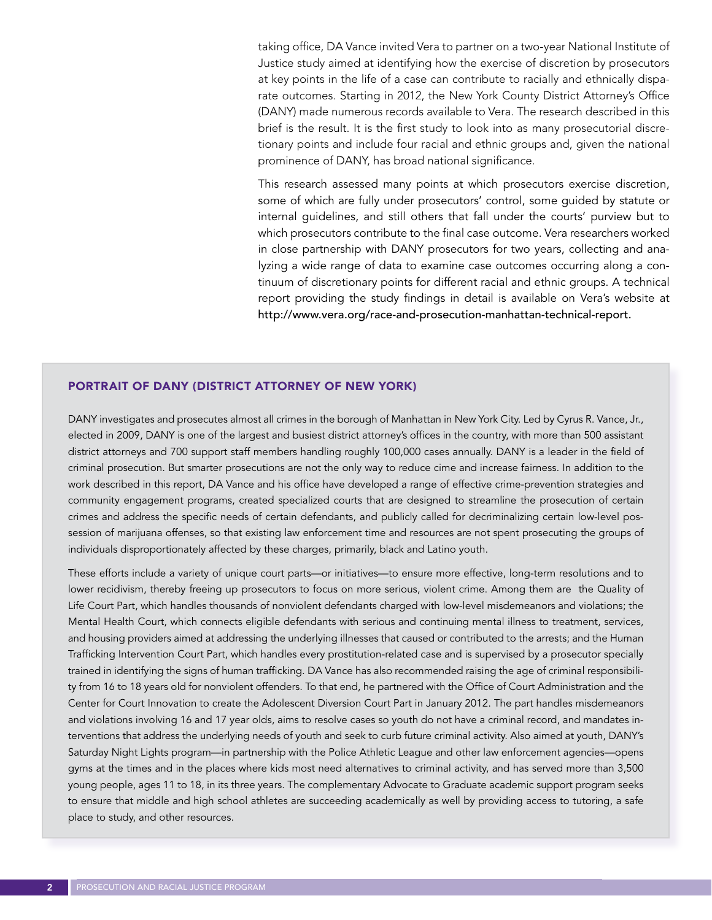taking office, DA Vance invited Vera to partner on a two-year National Institute of Justice study aimed at identifying how the exercise of discretion by prosecutors at key points in the life of a case can contribute to racially and ethnically disparate outcomes. Starting in 2012, the New York County District Attorney's Office (DANY) made numerous records available to Vera. The research described in this brief is the result. It is the first study to look into as many prosecutorial discretionary points and include four racial and ethnic groups and, given the national prominence of DANY, has broad national significance.

This research assessed many points at which prosecutors exercise discretion, some of which are fully under prosecutors' control, some guided by statute or internal guidelines, and still others that fall under the courts' purview but to which prosecutors contribute to the final case outcome. Vera researchers worked in close partnership with DANY prosecutors for two years, collecting and analyzing a wide range of data to examine case outcomes occurring along a continuum of discretionary points for different racial and ethnic groups. A technical report providing the study findings in detail is available on Vera's website at http://www.vera.org/race-and-prosecution-manhattan-technical-report.

## PORTRAIT OF DANY (DISTRICT ATTORNEY OF NEW YORK)

DANY investigates and prosecutes almost all crimes in the borough of Manhattan in New York City. Led by Cyrus R. Vance, Jr., elected in 2009, DANY is one of the largest and busiest district attorney's offices in the country, with more than 500 assistant district attorneys and 700 support staff members handling roughly 100,000 cases annually. DANY is a leader in the field of criminal prosecution. But smarter prosecutions are not the only way to reduce cime and increase fairness. In addition to the work described in this report, DA Vance and his office have developed a range of effective crime-prevention strategies and community engagement programs, created specialized courts that are designed to streamline the prosecution of certain crimes and address the specific needs of certain defendants, and publicly called for decriminalizing certain low-level possession of marijuana offenses, so that existing law enforcement time and resources are not spent prosecuting the groups of individuals disproportionately affected by these charges, primarily, black and Latino youth.

These efforts include a variety of unique court parts—or initiatives—to ensure more effective, long-term resolutions and to lower recidivism, thereby freeing up prosecutors to focus on more serious, violent crime. Among them are the Quality of Life Court Part, which handles thousands of nonviolent defendants charged with low-level misdemeanors and violations; the Mental Health Court, which connects eligible defendants with serious and continuing mental illness to treatment, services, and housing providers aimed at addressing the underlying illnesses that caused or contributed to the arrests; and the Human Trafficking Intervention Court Part, which handles every prostitution-related case and is supervised by a prosecutor specially trained in identifying the signs of human trafficking. DA Vance has also recommended raising the age of criminal responsibility from 16 to 18 years old for nonviolent offenders. To that end, he partnered with the Office of Court Administration and the Center for Court Innovation to create the Adolescent Diversion Court Part in January 2012. The part handles misdemeanors and violations involving 16 and 17 year olds, aims to resolve cases so youth do not have a criminal record, and mandates interventions that address the underlying needs of youth and seek to curb future criminal activity. Also aimed at youth, DANY's Saturday Night Lights program—in partnership with the Police Athletic League and other law enforcement agencies—opens gyms at the times and in the places where kids most need alternatives to criminal activity, and has served more than 3,500 young people, ages 11 to 18, in its three years. The complementary Advocate to Graduate academic support program seeks to ensure that middle and high school athletes are succeeding academically as well by providing access to tutoring, a safe place to study, and other resources.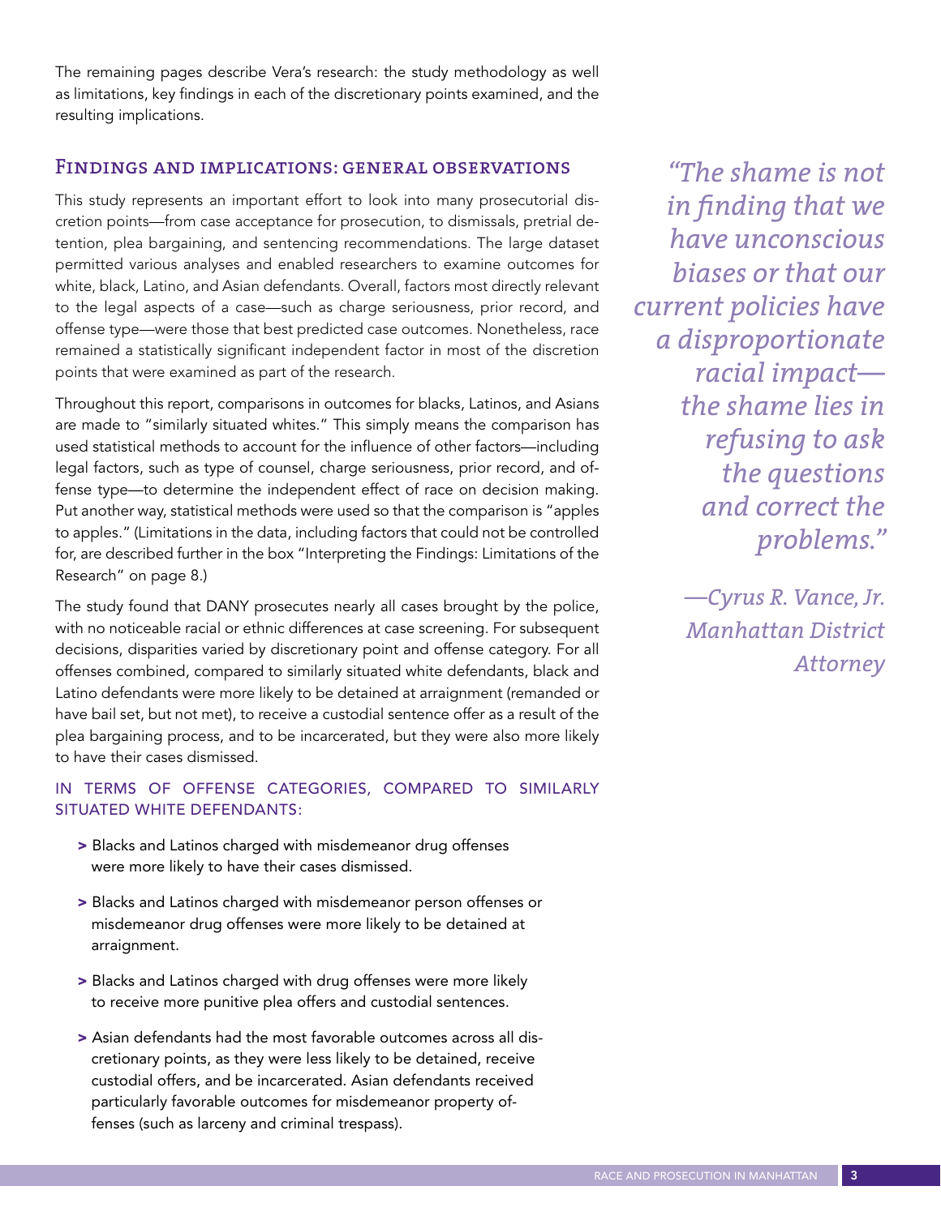The remaining pages describe Vera's research: the study methodology as well as limitations, key findings in each of the discretionary points examined, and the resulting implications.

## Findings and implications: general observations

This study represents an important effort to look into many prosecutorial discretion points—from case acceptance for prosecution, to dismissals, pretrial detention, plea bargaining, and sentencing recommendations. The large dataset permitted various analyses and enabled researchers to examine outcomes for white, black, Latino, and Asian defendants. Overall, factors most directly relevant to the legal aspects of a case—such as charge seriousness, prior record, and offense type—were those that best predicted case outcomes. Nonetheless, race remained a statistically significant independent factor in most of the discretion points that were examined as part of the research.

Throughout this report, comparisons in outcomes for blacks, Latinos, and Asians are made to "similarly situated whites." This simply means the comparison has used statistical methods to account for the influence of other factors—including legal factors, such as type of counsel, charge seriousness, prior record, and offense type—to determine the independent effect of race on decision making. Put another way, statistical methods were used so that the comparison is "apples to apples." (Limitations in the data, including factors that could not be controlled for, are described further in the box "Interpreting the Findings: Limitations of the Research" on page 8.)

The study found that DANY prosecutes nearly all cases brought by the police, with no noticeable racial or ethnic differences at case screening. For subsequent decisions, disparities varied by discretionary point and offense category. For all offenses combined, compared to similarly situated white defendants, black and Latino defendants were more likely to be detained at arraignment (remanded or have bail set, but not met), to receive a custodial sentence offer as a result of the plea bargaining process, and to be incarcerated, but they were also more likely to have their cases dismissed.

### IN TERMS OF OFFENSE CATEGORIES, COMPARED TO SIMILARLY SITUATED WHITE DEFENDANTS:

- Blacks and Latinos charged with misdemeanor drug offenses were more likely to have their cases dismissed.
- Blacks and Latinos charged with misdemeanor person offenses or misdemeanor drug offenses were more likely to be detained at arraignment.
- Blacks and Latinos charged with drug offenses were more likely to receive more punitive plea offers and custodial sentences.
- Asian defendants had the most favorable outcomes across all discretionary points, as they were less likely to be detained, receive custodial offers, and be incarcerated. Asian defendants received particularly favorable outcomes for misdemeanor property offenses (such as larceny and criminal trespass).

*"The shame is not in finding that we have unconscious biases or that our current policies have a disproportionate racial impact—the shame lies in refusing to ask the questions and correct the problems."*

*—Cyrus R. Vance, Jr. Manhattan District Attorney*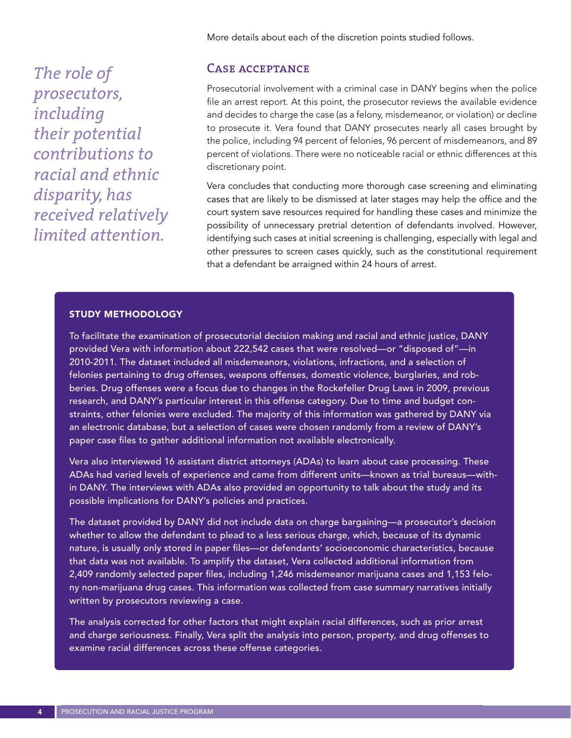More details about each of the discretion points studied follows.

*The role of prosecutors, including their potential contributions to racial and ethnic disparity, has received relatively limited attention.*

## Case acceptance

Prosecutorial involvement with a criminal case in DANY begins when the police file an arrest report. At this point, the prosecutor reviews the available evidence and decides to charge the case (as a felony, misdemeanor, or violation) or decline to prosecute it. Vera found that DANY prosecutes nearly all cases brought by the police, including 94 percent of felonies, 96 percent of misdemeanors, and 89 percent of violations. There were no noticeable racial or ethnic differences at this discretionary point.

Vera concludes that conducting more thorough case screening and eliminating cases that are likely to be dismissed at later stages may help the office and the court system save resources required for handling these cases and minimize the possibility of unnecessary pretrial detention of defendants involved. However, identifying such cases at initial screening is challenging, especially with legal and other pressures to screen cases quickly, such as the constitutional requirement that a defendant be arraigned within 24 hours of arrest.

### STUDY METHODOLOGY

To facilitate the examination of prosecutorial decision making and racial and ethnic justice, DANY provided Vera with information about 222,542 cases that were resolved—or "disposed of"—in 2010-2011. The dataset included all misdemeanors, violations, infractions, and a selection of felonies pertaining to drug offenses, weapons offenses, domestic violence, burglaries, and robberies. Drug offenses were a focus due to changes in the Rockefeller Drug Laws in 2009, previous research, and DANY's particular interest in this offense category. Due to time and budget constraints, other felonies were excluded. The majority of this information was gathered by DANY via an electronic database, but a selection of cases were chosen randomly from a review of DANY's paper case files to gather additional information not available electronically.

Vera also interviewed 16 assistant district attorneys (ADAs) to learn about case processing. These ADAs had varied levels of experience and came from different units—known as trial bureaus—within DANY. The interviews with ADAs also provided an opportunity to talk about the study and its possible implications for DANY's policies and practices.

The dataset provided by DANY did not include data on charge bargaining—a prosecutor's decision whether to allow the defendant to plead to a less serious charge, which, because of its dynamic nature, is usually only stored in paper files—or defendants' socioeconomic characteristics, because that data was not available. To amplify the dataset, Vera collected additional information from 2,409 randomly selected paper files, including 1,246 misdemeanor marijuana cases and 1,153 felony non-marijuana drug cases. This information was collected from case summary narratives initially written by prosecutors reviewing a case.

The analysis corrected for other factors that might explain racial differences, such as prior arrest and charge seriousness. Finally, Vera split the analysis into person, property, and drug offenses to examine racial differences across these offense categories.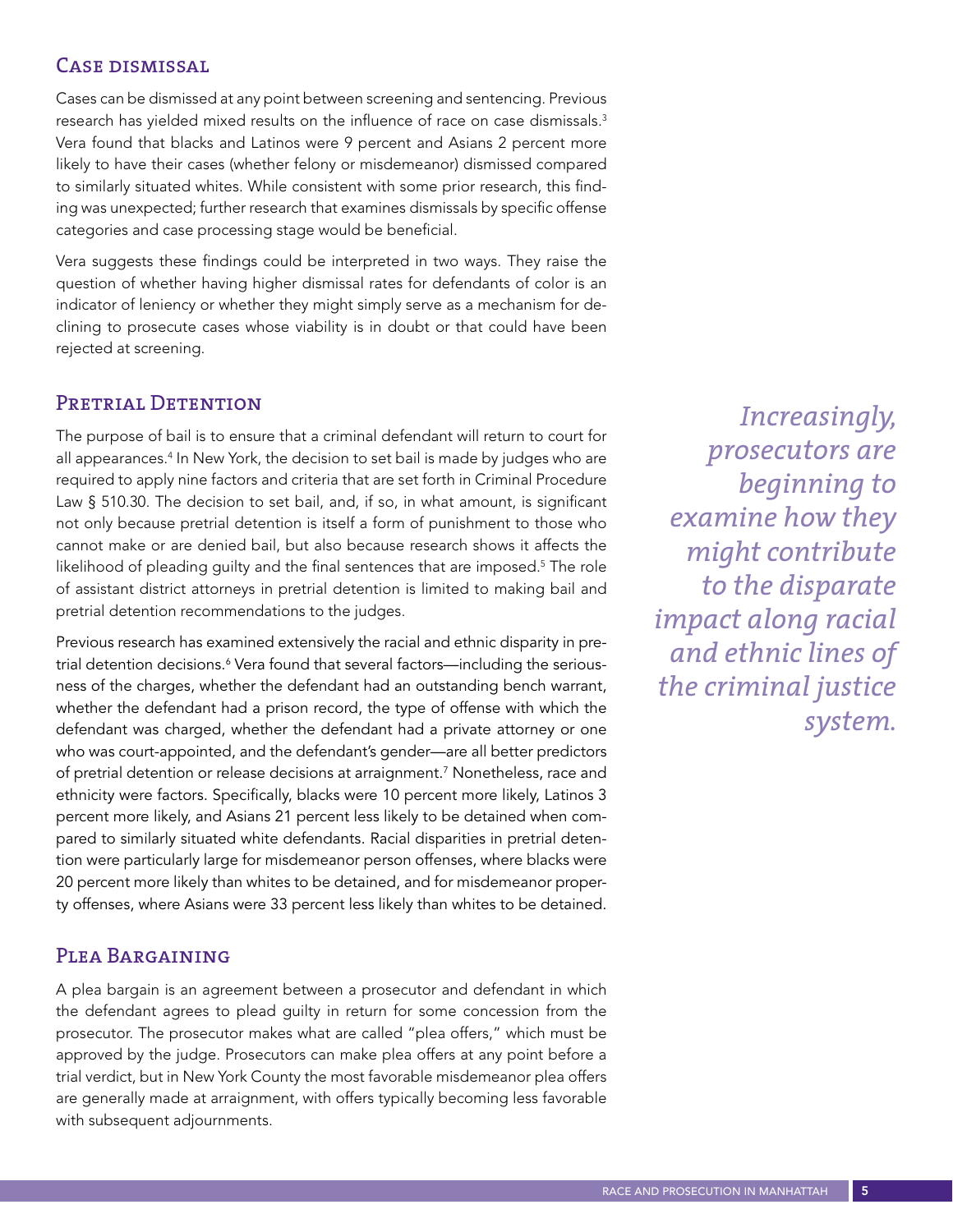## Case dismissal

Cases can be dismissed at any point between screening and sentencing. Previous research has yielded mixed results on the influence of race on case dismissals.[3] Vera found that blacks and Latinos were 9 percent and Asians 2 percent more likely to have their cases (whether felony or misdemeanor) dismissed compared to similarly situated whites. While consistent with some prior research, this finding was unexpected; further research that examines dismissals by specific offense categories and case processing stage would be beneficial.

Vera suggests these findings could be interpreted in two ways. They raise the question of whether having higher dismissal rates for defendants of color is an indicator of leniency or whether they might simply serve as a mechanism for declining to prosecute cases whose viability is in doubt or that could have been rejected at screening.

## Pretrial Detention

The purpose of bail is to ensure that a criminal defendant will return to court for all appearances.[4] In New York, the decision to set bail is made by judges who are required to apply nine factors and criteria that are set forth in Criminal Procedure Law § 510.30. The decision to set bail, and, if so, in what amount, is significant not only because pretrial detention is itself a form of punishment to those who cannot make or are denied bail, but also because research shows it affects the likelihood of pleading guilty and the final sentences that are imposed.[5] The role of assistant district attorneys in pretrial detention is limited to making bail and pretrial detention recommendations to the judges.

*Increasingly, prosecutors are beginning to examine how they might contribute to the disparate impact along racial and ethnic lines of the criminal justice system.*

Previous research has examined extensively the racial and ethnic disparity in pretrial detention decisions.[6] Vera found that several factors—including the seriousness of the charges, whether the defendant had an outstanding bench warrant, whether the defendant had a prison record, the type of offense with which the defendant was charged, whether the defendant had a private attorney or one who was court-appointed, and the defendant's gender—are all better predictors of pretrial detention or release decisions at arraignment.[7] Nonetheless, race and ethnicity were factors. Specifically, blacks were 10 percent more likely, Latinos 3 percent more likely, and Asians 21 percent less likely to be detained when compared to similarly situated white defendants. Racial disparities in pretrial detention were particularly large for misdemeanor person offenses, where blacks were 20 percent more likely than whites to be detained, and for misdemeanor property offenses, where Asians were 33 percent less likely than whites to be detained.

## Plea Bargaining

A plea bargain is an agreement between a prosecutor and defendant in which the defendant agrees to plead guilty in return for some concession from the prosecutor. The prosecutor makes what are called "plea offers," which must be approved by the judge. Prosecutors can make plea offers at any point before a trial verdict, but in New York County the most favorable misdemeanor plea offers are generally made at arraignment, with offers typically becoming less favorable with subsequent adjournments.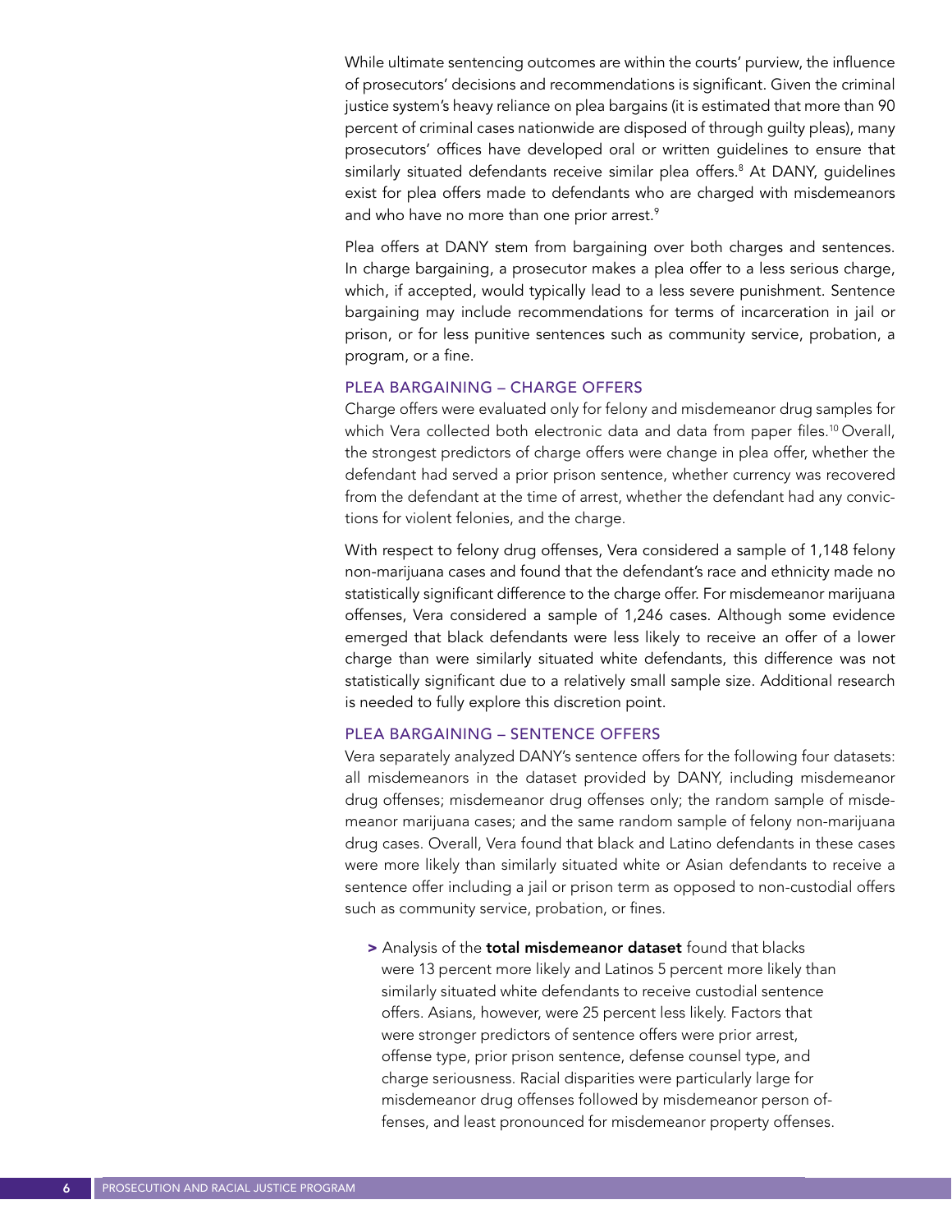While ultimate sentencing outcomes are within the courts' purview, the influence of prosecutors' decisions and recommendations is significant. Given the criminal justice system's heavy reliance on plea bargains (it is estimated that more than 90 percent of criminal cases nationwide are disposed of through guilty pleas), many prosecutors' offices have developed oral or written guidelines to ensure that similarly situated defendants receive similar plea offers.[8] At DANY, guidelines exist for plea offers made to defendants who are charged with misdemeanors and who have no more than one prior arrest.[9]

Plea offers at DANY stem from bargaining over both charges and sentences. In charge bargaining, a prosecutor makes a plea offer to a less serious charge, which, if accepted, would typically lead to a less severe punishment. Sentence bargaining may include recommendations for terms of incarceration in jail or prison, or for less punitive sentences such as community service, probation, a program, or a fine.

### PLEA BARGAINING – CHARGE OFFERS

Charge offers were evaluated only for felony and misdemeanor drug samples for which Vera collected both electronic data and data from paper files.[10] Overall, the strongest predictors of charge offers were change in plea offer, whether the defendant had served a prior prison sentence, whether currency was recovered from the defendant at the time of arrest, whether the defendant had any convictions for violent felonies, and the charge.

With respect to felony drug offenses, Vera considered a sample of 1,148 felony non-marijuana cases and found that the defendant's race and ethnicity made no statistically significant difference to the charge offer. For misdemeanor marijuana offenses, Vera considered a sample of 1,246 cases. Although some evidence emerged that black defendants were less likely to receive an offer of a lower charge than were similarly situated white defendants, this difference was not statistically significant due to a relatively small sample size. Additional research is needed to fully explore this discretion point.

### PLEA BARGAINING – SENTENCE OFFERS

Vera separately analyzed DANY's sentence offers for the following four datasets: all misdemeanors in the dataset provided by DANY, including misdemeanor drug offenses; misdemeanor drug offenses only; the random sample of misdemeanor marijuana cases; and the same random sample of felony non-marijuana drug cases. Overall, Vera found that black and Latino defendants in these cases were more likely than similarly situated white or Asian defendants to receive a sentence offer including a jail or prison term as opposed to non-custodial offers such as community service, probation, or fines.

> Analysis of the **total misdemeanor dataset** found that blacks were 13 percent more likely and Latinos 5 percent more likely than similarly situated white defendants to receive custodial sentence offers. Asians, however, were 25 percent less likely. Factors that were stronger predictors of sentence offers were prior arrest, offense type, prior prison sentence, defense counsel type, and charge seriousness. Racial disparities were particularly large for misdemeanor drug offenses followed by misdemeanor person offenses, and least pronounced for misdemeanor property offenses.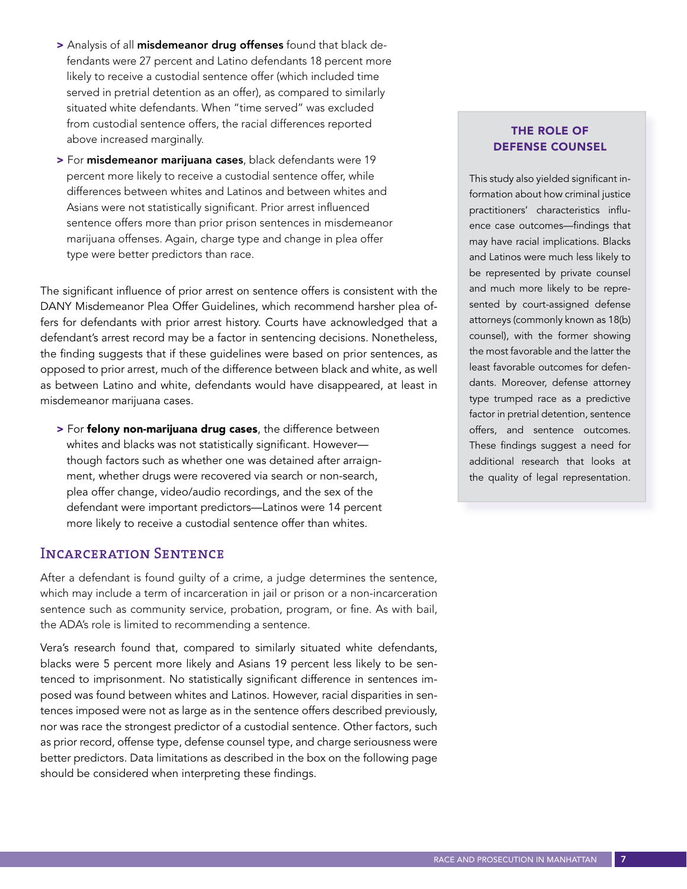- Analysis of all **misdemeanor drug offenses** found that black defendants were 27 percent and Latino defendants 18 percent more likely to receive a custodial sentence offer (which included time served in pretrial detention as an offer), as compared to similarly situated white defendants. When "time served" was excluded from custodial sentence offers, the racial differences reported above increased marginally.
- For **misdemeanor marijuana cases**, black defendants were 19 percent more likely to receive a custodial sentence offer, while differences between whites and Latinos and between whites and Asians were not statistically significant. Prior arrest influenced sentence offers more than prior prison sentences in misdemeanor marijuana offenses. Again, charge type and change in plea offer type were better predictors than race.

The significant influence of prior arrest on sentence offers is consistent with the DANY Misdemeanor Plea Offer Guidelines, which recommend harsher plea offers for defendants with prior arrest history. Courts have acknowledged that a defendant's arrest record may be a factor in sentencing decisions. Nonetheless, the finding suggests that if these guidelines were based on prior sentences, as opposed to prior arrest, much of the difference between black and white, as well as between Latino and white, defendants would have disappeared, at least in misdemeanor marijuana cases.

- For **felony non-marijuana drug cases**, the difference between whites and blacks was not statistically significant. However—though factors such as whether one was detained after arraignment, whether drugs were recovered via search or non-search, plea offer change, video/audio recordings, and the sex of the defendant were important predictors—Latinos were 14 percent more likely to receive a custodial sentence offer than whites.

## Incarceration Sentence

After a defendant is found guilty of a crime, a judge determines the sentence, which may include a term of incarceration in jail or prison or a non-incarceration sentence such as community service, probation, program, or fine. As with bail, the ADA's role is limited to recommending a sentence.

Vera's research found that, compared to similarly situated white defendants, blacks were 5 percent more likely and Asians 19 percent less likely to be sentenced to imprisonment. No statistically significant difference in sentences imposed was found between whites and Latinos. However, racial disparities in sentences imposed were not as large as in the sentence offers described previously, nor was race the strongest predictor of a custodial sentence. Other factors, such as prior record, offense type, defense counsel type, and charge seriousness were better predictors. Data limitations as described in the box on the following page should be considered when interpreting these findings.

### The Role of Defense Counsel

This study also yielded significant information about how criminal justice practitioners' characteristics influence case outcomes—findings that may have racial implications. Blacks and Latinos were much less likely to be represented by private counsel and much more likely to be represented by court-assigned defense attorneys (commonly known as 18(b) counsel), with the former showing the most favorable and the latter the least favorable outcomes for defendants. Moreover, defense attorney type trumped race as a predictive factor in pretrial detention, sentence offers, and sentence outcomes. These findings suggest a need for additional research that looks at the quality of legal representation.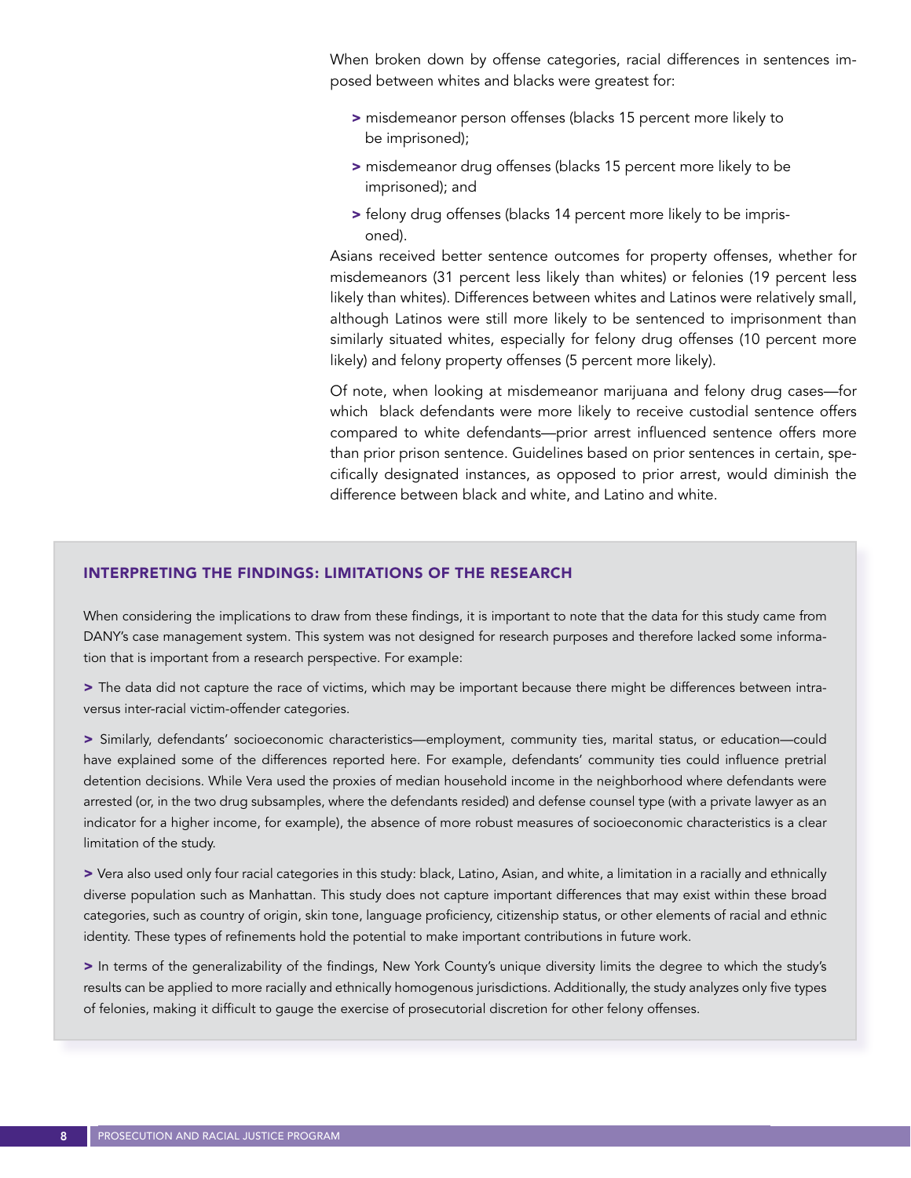When broken down by offense categories, racial differences in sentences imposed between whites and blacks were greatest for:

- misdemeanor person offenses (blacks 15 percent more likely to be imprisoned);
- misdemeanor drug offenses (blacks 15 percent more likely to be imprisoned); and
- felony drug offenses (blacks 14 percent more likely to be imprisoned).

Asians received better sentence outcomes for property offenses, whether for misdemeanors (31 percent less likely than whites) or felonies (19 percent less likely than whites). Differences between whites and Latinos were relatively small, although Latinos were still more likely to be sentenced to imprisonment than similarly situated whites, especially for felony drug offenses (10 percent more likely) and felony property offenses (5 percent more likely).

Of note, when looking at misdemeanor marijuana and felony drug cases—for which black defendants were more likely to receive custodial sentence offers compared to white defendants—prior arrest influenced sentence offers more than prior prison sentence. Guidelines based on prior sentences in certain, specifically designated instances, as opposed to prior arrest, would diminish the difference between black and white, and Latino and white.

### INTERPRETING THE FINDINGS: LIMITATIONS OF THE RESEARCH

When considering the implications to draw from these findings, it is important to note that the data for this study came from DANY's case management system. This system was not designed for research purposes and therefore lacked some information that is important from a research perspective. For example:

- The data did not capture the race of victims, which may be important because there might be differences between intra- versus inter-racial victim-offender categories.
- Similarly, defendants' socioeconomic characteristics—employment, community ties, marital status, or education—could have explained some of the differences reported here. For example, defendants' community ties could influence pretrial detention decisions. While Vera used the proxies of median household income in the neighborhood where defendants were arrested (or, in the two drug subsamples, where the defendants resided) and defense counsel type (with a private lawyer as an indicator for a higher income, for example), the absence of more robust measures of socioeconomic characteristics is a clear limitation of the study.
- Vera also used only four racial categories in this study: black, Latino, Asian, and white, a limitation in a racially and ethnically diverse population such as Manhattan. This study does not capture important differences that may exist within these broad categories, such as country of origin, skin tone, language proficiency, citizenship status, or other elements of racial and ethnic identity. These types of refinements hold the potential to make important contributions in future work.
- In terms of the generalizability of the findings, New York County's unique diversity limits the degree to which the study's results can be applied to more racially and ethnically homogenous jurisdictions. Additionally, the study analyzes only five types of felonies, making it difficult to gauge the exercise of prosecutorial discretion for other felony offenses.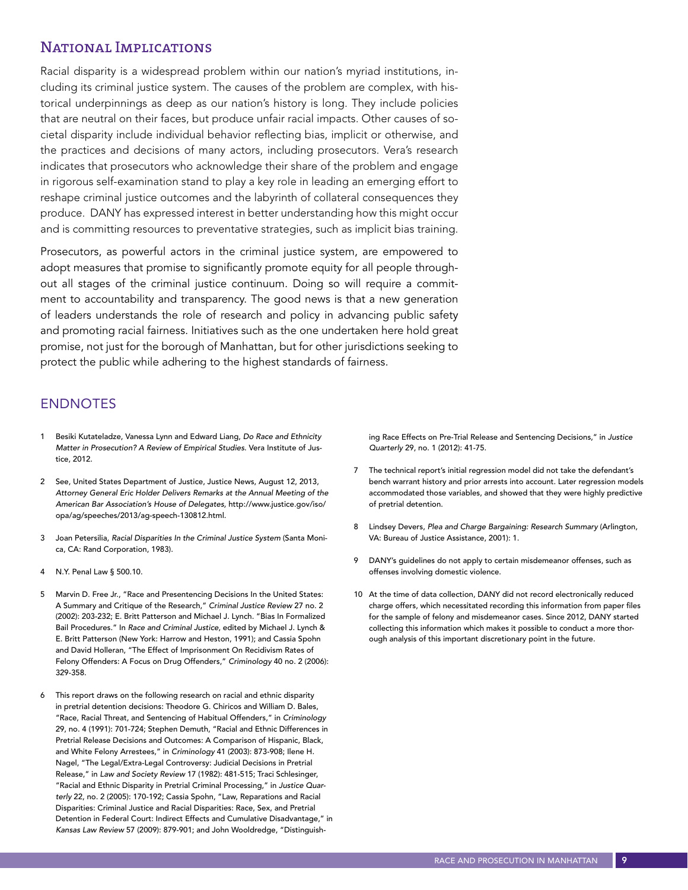## National Implications

Racial disparity is a widespread problem within our nation's myriad institutions, including its criminal justice system. The causes of the problem are complex, with historical underpinnings as deep as our nation's history is long. They include policies that are neutral on their faces, but produce unfair racial impacts. Other causes of societal disparity include individual behavior reflecting bias, implicit or otherwise, and the practices and decisions of many actors, including prosecutors. Vera's research indicates that prosecutors who acknowledge their share of the problem and engage in rigorous self-examination stand to play a key role in leading an emerging effort to reshape criminal justice outcomes and the labyrinth of collateral consequences they produce. DANY has expressed interest in better understanding how this might occur and is committing resources to preventative strategies, such as implicit bias training.

Prosecutors, as powerful actors in the criminal justice system, are empowered to adopt measures that promise to significantly promote equity for all people throughout all stages of the criminal justice continuum. Doing so will require a commitment to accountability and transparency. The good news is that a new generation of leaders understands the role of research and policy in advancing public safety and promoting racial fairness. Initiatives such as the one undertaken here hold great promise, not just for the borough of Manhattan, but for other jurisdictions seeking to protect the public while adhering to the highest standards of fairness.

## ENDNOTES

1. Besiki Kutateladze, Vanessa Lynn and Edward Liang, *Do Race and Ethnicity Matter in Prosecution? A Review of Empirical Studies.* Vera Institute of Justice, 2012.

2. See, United States Department of Justice, Justice News, August 12, 2013, *Attorney General Eric Holder Delivers Remarks at the Annual Meeting of the American Bar Association's House of Delegates*, http://www.justice.gov/iso/opa/ag/speeches/2013/ag-speech-130812.html.

3. Joan Petersilia, *Racial Disparities In the Criminal Justice System* (Santa Monica, CA: Rand Corporation, 1983).

4. N.Y. Penal Law § 500.10.

5. Marvin D. Free Jr., "Race and Presentencing Decisions In the United States: A Summary and Critique of the Research," *Criminal Justice Review* 27 no. 2 (2002): 203-232; E. Britt Patterson and Michael J. Lynch. "Bias In Formalized Bail Procedures." In *Race and Criminal Justice*, edited by Michael J. Lynch & E. Britt Patterson (New York: Harrow and Heston, 1991); and Cassia Spohn and David Holleran, "The Effect of Imprisonment On Recidivism Rates of Felony Offenders: A Focus on Drug Offenders," *Criminology* 40 no. 2 (2006): 329-358.

6. This report draws on the following research on racial and ethnic disparity in pretrial detention decisions: Theodore G. Chiricos and William D. Bales, "Race, Racial Threat, and Sentencing of Habitual Offenders," in *Criminology* 29, no. 4 (1991): 701-724; Stephen Demuth, "Racial and Ethnic Differences in Pretrial Release Decisions and Outcomes: A Comparison of Hispanic, Black, and White Felony Arrestees," in *Criminology* 41 (2003): 873-908; Ilene H. Nagel, "The Legal/Extra-Legal Controversy: Judicial Decisions in Pretrial Release," in *Law and Society Review* 17 (1982): 481-515; Traci Schlesinger, "Racial and Ethnic Disparity in Pretrial Criminal Processing," in *Justice Quarterly* 22, no. 2 (2005): 170-192; Cassia Spohn, "Law, Reparations and Racial Disparities: Criminal Justice and Racial Disparities: Race, Sex, and Pretrial Detention in Federal Court: Indirect Effects and Cumulative Disadvantage," in *Kansas Law Review* 57 (2009): 879-901; and John Wooldredge, "Distinguishing Race Effects on Pre-Trial Release and Sentencing Decisions," in *Justice Quarterly* 29, no. 1 (2012): 41-75.

7. The technical report's initial regression model did not take the defendant's bench warrant history and prior arrests into account. Later regression models accommodated those variables, and showed that they were highly predictive of pretrial detention.

8. Lindsey Devers, *Plea and Charge Bargaining: Research Summary* (Arlington, VA: Bureau of Justice Assistance, 2001): 1.

9. DANY's guidelines do not apply to certain misdemeanor offenses, such as offenses involving domestic violence.

10. At the time of data collection, DANY did not record electronically reduced charge offers, which necessitated recording this information from paper files for the sample of felony and misdemeanor cases. Since 2012, DANY started collecting this information which makes it possible to conduct a more thorough analysis of this important discretionary point in the future.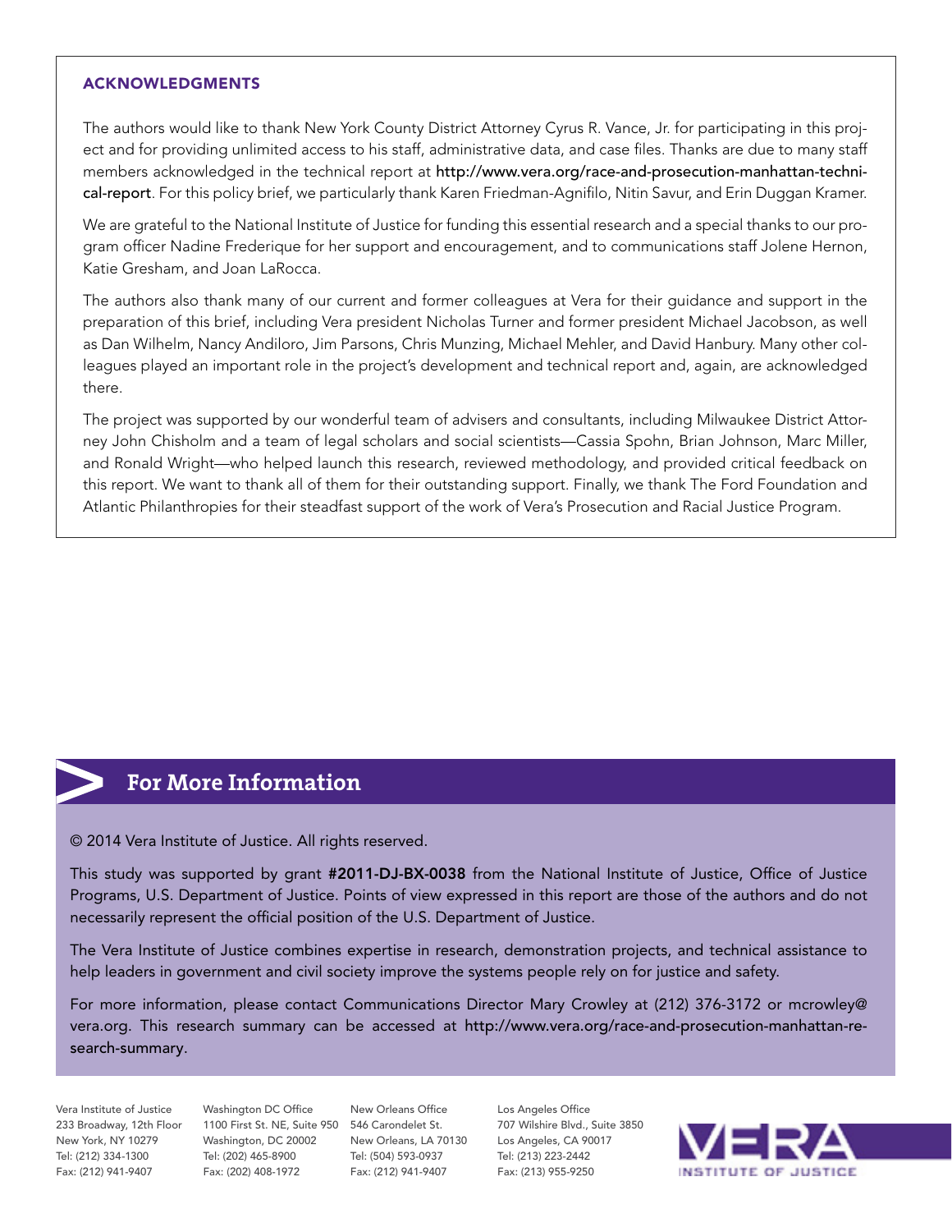## ACKNOWLEDGMENTS

The authors would like to thank New York County District Attorney Cyrus R. Vance, Jr. for participating in this project and for providing unlimited access to his staff, administrative data, and case files. Thanks are due to many staff members acknowledged in the technical report at **http://www.vera.org/race-and-prosecution-manhattan-technical-report**. For this policy brief, we particularly thank Karen Friedman-Agnifilo, Nitin Savur, and Erin Duggan Kramer.

We are grateful to the National Institute of Justice for funding this essential research and a special thanks to our program officer Nadine Frederique for her support and encouragement, and to communications staff Jolene Hernon, Katie Gresham, and Joan LaRocca.

The authors also thank many of our current and former colleagues at Vera for their guidance and support in the preparation of this brief, including Vera president Nicholas Turner and former president Michael Jacobson, as well as Dan Wilhelm, Nancy Andiloro, Jim Parsons, Chris Munzing, Michael Mehler, and David Hanbury. Many other colleagues played an important role in the project's development and technical report and, again, are acknowledged there.

The project was supported by our wonderful team of advisers and consultants, including Milwaukee District Attorney John Chisholm and a team of legal scholars and social scientists—Cassia Spohn, Brian Johnson, Marc Miller, and Ronald Wright—who helped launch this research, reviewed methodology, and provided critical feedback on this report. We want to thank all of them for their outstanding support. Finally, we thank The Ford Foundation and Atlantic Philanthropies for their steadfast support of the work of Vera's Prosecution and Racial Justice Program.

## For More Information

© 2014 Vera Institute of Justice. All rights reserved.

This study was supported by grant **#2011-DJ-BX-0038** from the National Institute of Justice, Office of Justice Programs, U.S. Department of Justice. Points of view expressed in this report are those of the authors and do not necessarily represent the official position of the U.S. Department of Justice.

The Vera Institute of Justice combines expertise in research, demonstration projects, and technical assistance to help leaders in government and civil society improve the systems people rely on for justice and safety.

For more information, please contact Communications Director Mary Crowley at (212) 376-3172 or mcrowley@vera.org. This research summary can be accessed at **http://www.vera.org/race-and-prosecution-manhattan-research-summary**.

Vera Institute of Justice
233 Broadway, 12th Floor
New York, NY 10279
Tel: (212) 334-1300
Fax: (212) 941-9407

Washington DC Office
1100 First St. NE, Suite 950
Washington, DC 20002
Tel: (202) 465-8900
Fax: (202) 408-1972

New Orleans Office
546 Carondelet St.
New Orleans, LA 70130
Tel: (504) 593-0937
Fax: (212) 941-9407

Los Angeles Office
707 Wilshire Blvd., Suite 3850
Los Angeles, CA 90017
Tel: (213) 223-2442
Fax: (213) 955-9250

VERA INSTITUTE OF JUSTICE